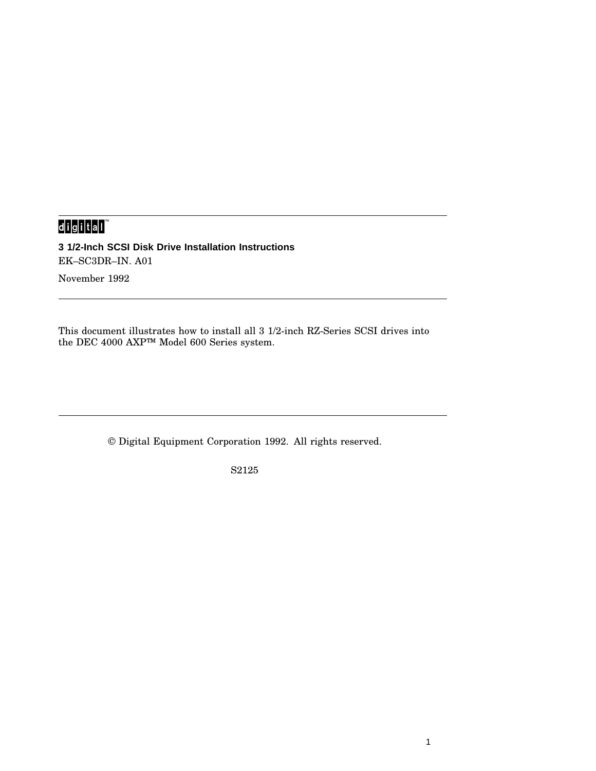digital™

# 3 1/2-Inch SCSI Disk Drive Installation Instructions

EK–SC3DR–IN. A01

November 1992

This document illustrates how to install all 3 1/2-inch RZ-Series SCSI drives into the DEC 4000 AXP™ Model 600 Series system.

© Digital Equipment Corporation 1992. All rights reserved.

S2125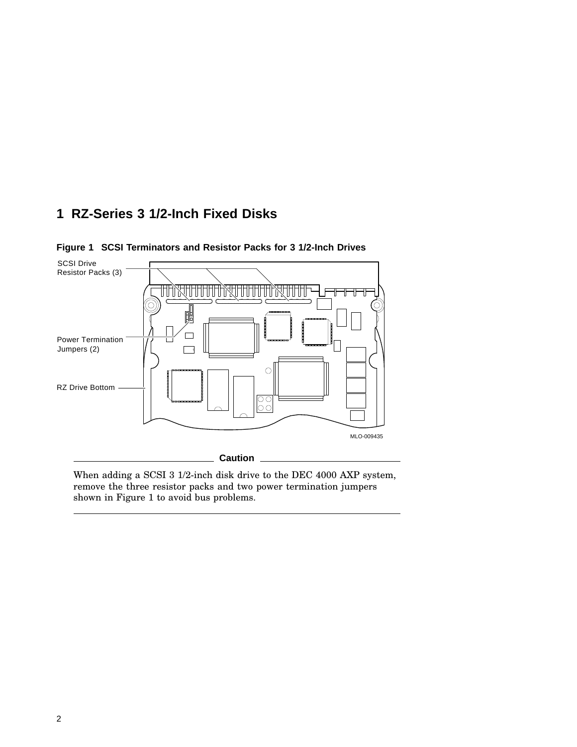# 1 RZ-Series 3 1/2-Inch Fixed Disks

**Figure 1 SCSI Terminators and Resistor Packs for 3 1/2-Inch Drives**

SCSI Drive Resistor Packs (3)

Power Termination Jumpers (2)

RZ Drive Bottom

MLO-009435

**Caution**

When adding a SCSI 3 1/2-inch disk drive to the DEC 4000 AXP system, remove the three resistor packs and two power termination jumpers shown in Figure 1 to avoid bus problems.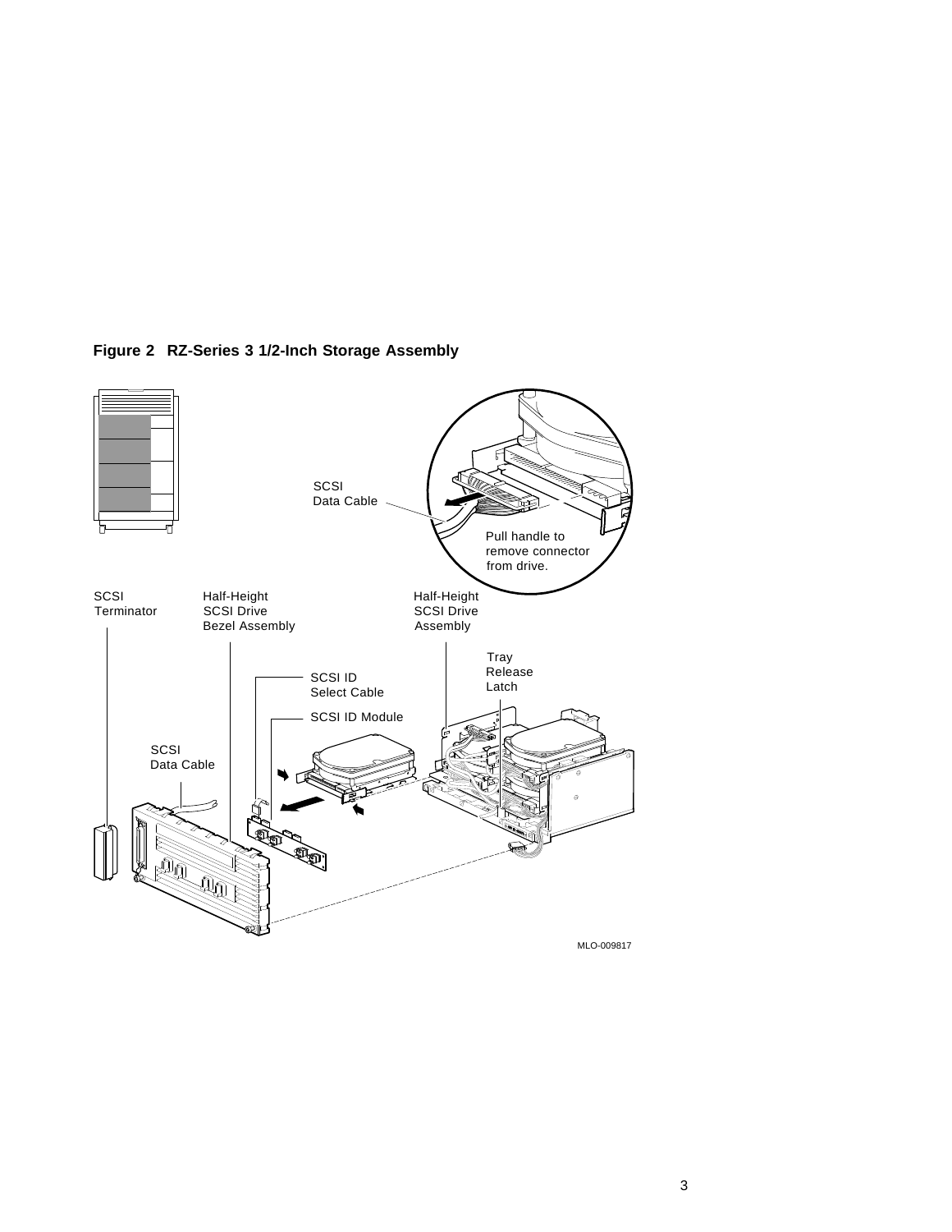**Figure 2 RZ-Series 3 1/2-Inch Storage Assembly**

SCSI
Data Cable

Pull handle to
remove connector
from drive.

SCSI
Terminator

Half-Height
SCSI Drive
Bezel Assembly

Half-Height
SCSI Drive
Assembly

Tray
Release
Latch

SCSI ID
Select Cable

SCSI ID Module

SCSI
Data Cable

MLO-009817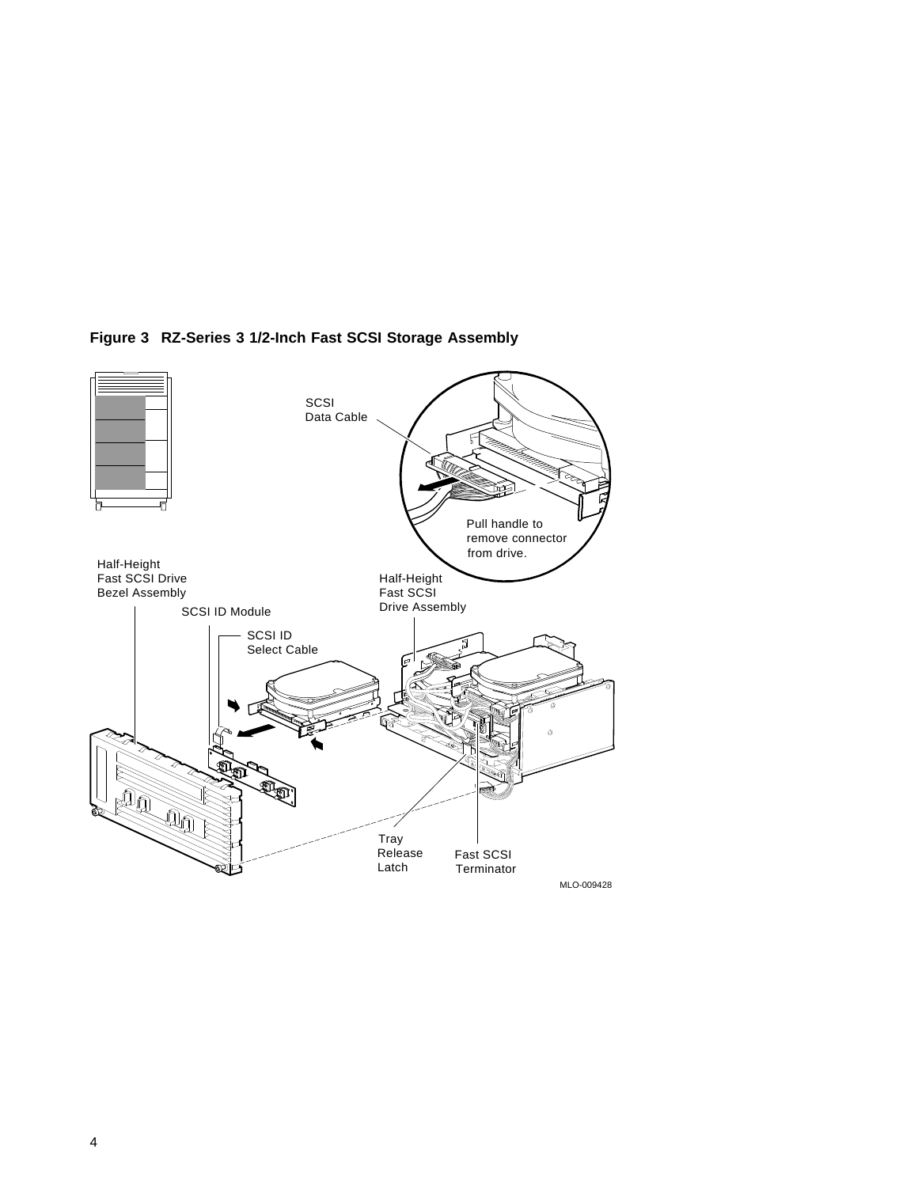**Figure 3 RZ-Series 3 1/2-Inch Fast SCSI Storage Assembly**

SCSI Data Cable

Pull handle to remove connector from drive.

Half-Height Fast SCSI Drive Bezel Assembly

Half-Height Fast SCSI Drive Assembly

SCSI ID Module

SCSI ID Select Cable

Tray Release Latch

Fast SCSI Terminator

MLO-009428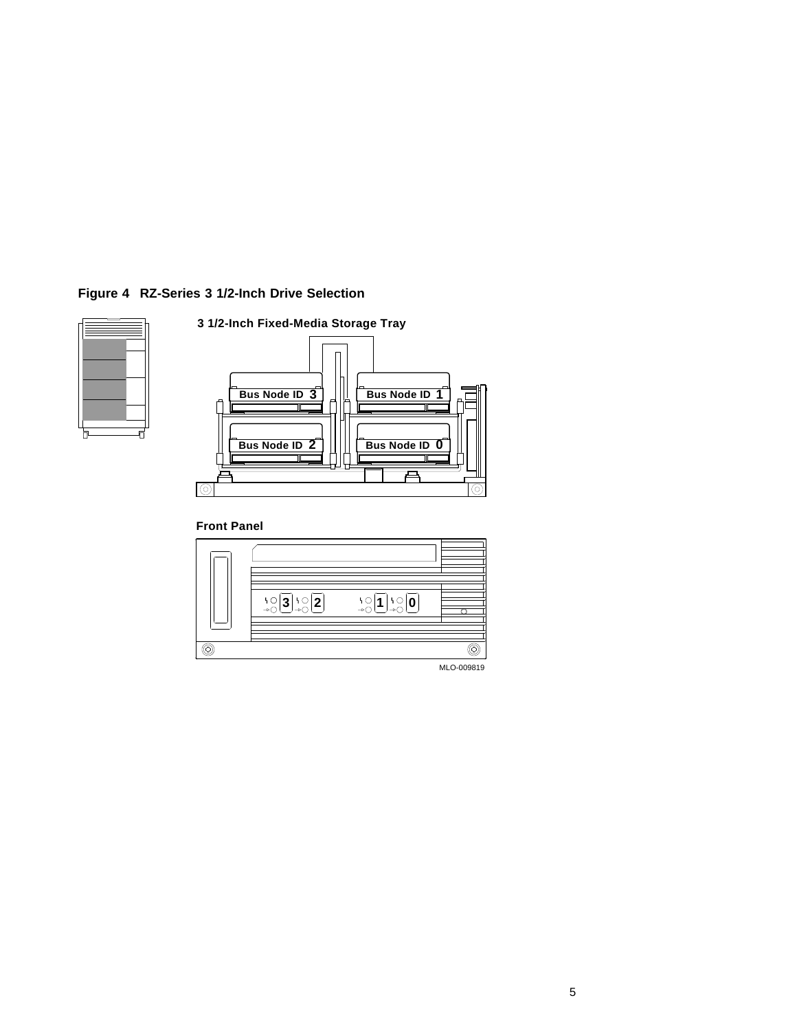**Figure 4 RZ-Series 3 1/2-Inch Drive Selection**

3 1/2-Inch Fixed-Media Storage Tray

Bus Node ID 3

Bus Node ID 1

Bus Node ID 2

Bus Node ID 0

Front Panel

3 2 1 0

MLO-009819